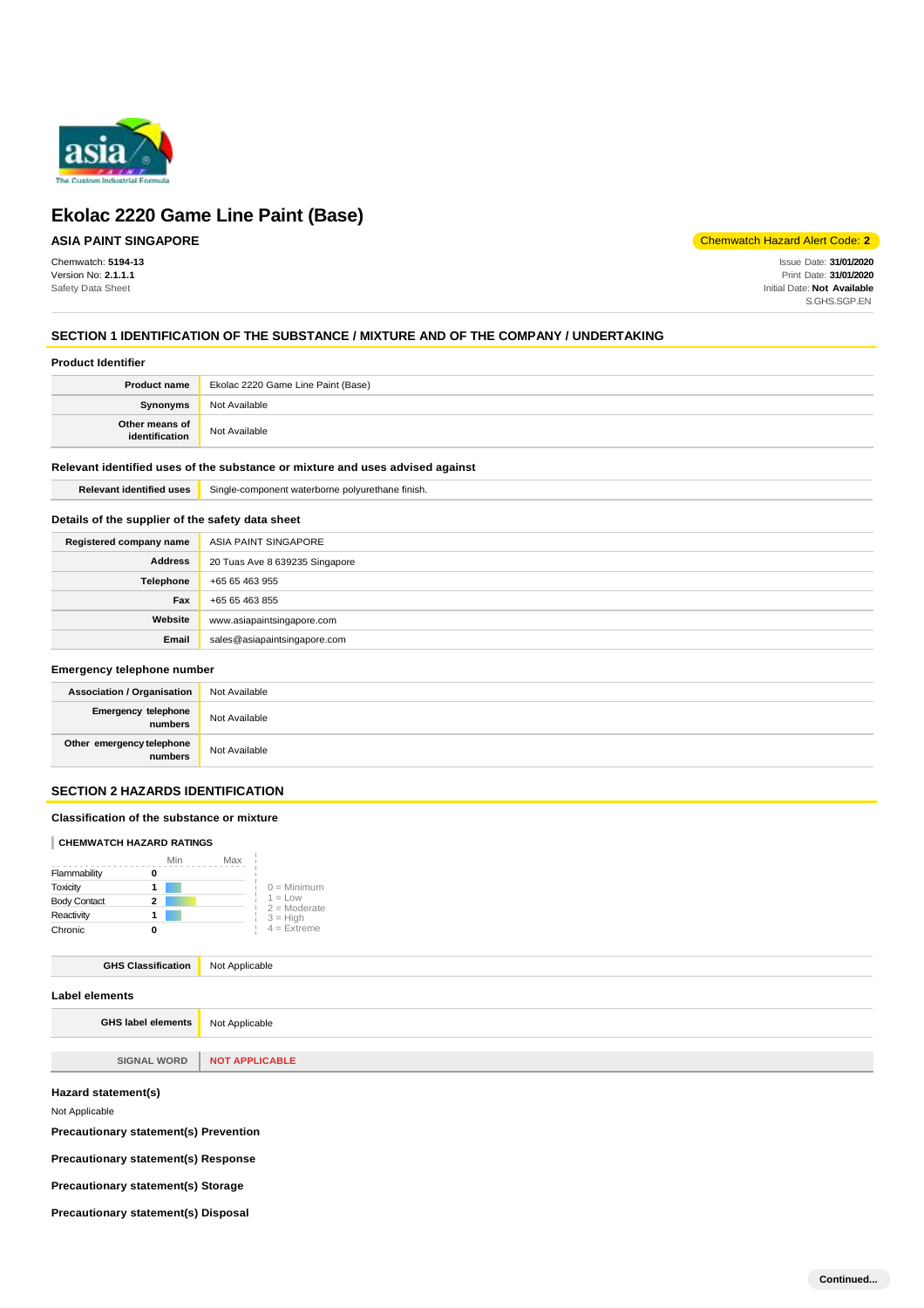# Ekolac 2220 Game Line Paint (Base)

**ASIA PAINT SINGAPORE**

Chemwatch Hazard Alert Code: **2**

Chemwatch: **5194-13**
Version No: **2.1.1.1**
Safety Data Sheet

Issue Date: **31/01/2020**
Print Date: **31/01/2020**
Initial Date: **Not Available**
S.GHS.SGP.EN

## SECTION 1 IDENTIFICATION OF THE SUBSTANCE / MIXTURE AND OF THE COMPANY / UNDERTAKING

### Product Identifier

| | |
|---|---|
| **Product name** | Ekolac 2220 Game Line Paint (Base) |
| **Synonyms** | Not Available |
| **Other means of identification** | Not Available |

### Relevant identified uses of the substance or mixture and uses advised against

| | |
|---|---|
| **Relevant identified uses** | Single-component waterborne polyurethane finish. |

### Details of the supplier of the safety data sheet

| | |
|---|---|
| **Registered company name** | ASIA PAINT SINGAPORE |
| **Address** | 20 Tuas Ave 8 639235 Singapore |
| **Telephone** | +65 65 463 955 |
| **Fax** | +65 65 463 855 |
| **Website** | www.asiapaintsingapore.com |
| **Email** | sales@asiapaintsingapore.com |

### Emergency telephone number

| | |
|---|---|
| **Association / Organisation** | Not Available |
| **Emergency telephone numbers** | Not Available |
| **Other emergency telephone numbers** | Not Available |

## SECTION 2 HAZARDS IDENTIFICATION

### Classification of the substance or mixture

**CHEMWATCH HAZARD RATINGS**

| | Rating |
|---|---|
| Flammability | 0 |
| Toxicity | 1 |
| Body Contact | 2 |
| Reactivity | 1 |
| Chronic | 0 |

0 = Minimum
1 = Low
2 = Moderate
3 = High
4 = Extreme

| | |
|---|---|
| **GHS Classification** | Not Applicable |

### Label elements

| | |
|---|---|
| **GHS label elements** | Not Applicable |
| **SIGNAL WORD** | **NOT APPLICABLE** |

### Hazard statement(s)

Not Applicable

### Precautionary statement(s) Prevention

### Precautionary statement(s) Response

### Precautionary statement(s) Storage

### Precautionary statement(s) Disposal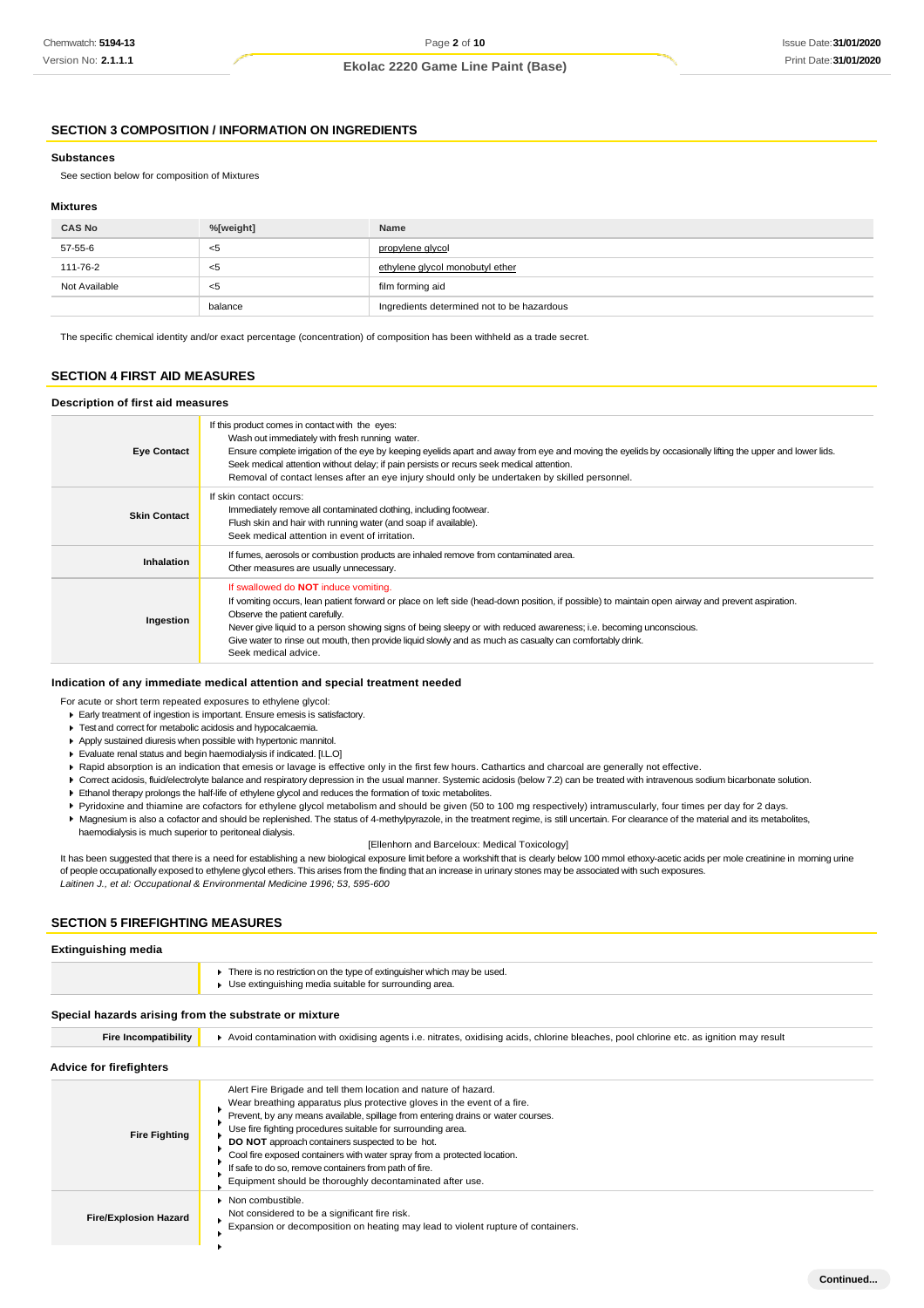## SECTION 3 COMPOSITION / INFORMATION ON INGREDIENTS

### Substances

See section below for composition of Mixtures

### Mixtures

| CAS No | %[weight] | Name |
|---|---|---|
| 57-55-6 | <5 | propylene glycol |
| 111-76-2 | <5 | ethylene glycol monobutyl ether |
| Not Available | <5 | film forming aid |
| | balance | Ingredients determined not to be hazardous |

The specific chemical identity and/or exact percentage (concentration) of composition has been withheld as a trade secret.

## SECTION 4 FIRST AID MEASURES

### Description of first aid measures

| | |
|---|---|
| **Eye Contact** | If this product comes in contact with the eyes:<br>Wash out immediately with fresh running water.<br>Ensure complete irrigation of the eye by keeping eyelids apart and away from eye and moving the eyelids by occasionally lifting the upper and lower lids.<br>Seek medical attention without delay; if pain persists or recurs seek medical attention.<br>Removal of contact lenses after an eye injury should only be undertaken by skilled personnel. |
| **Skin Contact** | If skin contact occurs:<br>Immediately remove all contaminated clothing, including footwear.<br>Flush skin and hair with running water (and soap if available).<br>Seek medical attention in event of irritation. |
| **Inhalation** | If fumes, aerosols or combustion products are inhaled remove from contaminated area.<br>Other measures are usually unnecessary. |
| **Ingestion** | If swallowed do **NOT** induce vomiting.<br>If vomiting occurs, lean patient forward or place on left side (head-down position, if possible) to maintain open airway and prevent aspiration.<br>Observe the patient carefully.<br>Never give liquid to a person showing signs of being sleepy or with reduced awareness; i.e. becoming unconscious.<br>Give water to rinse out mouth, then provide liquid slowly and as much as casualty can comfortably drink.<br>Seek medical advice. |

### Indication of any immediate medical attention and special treatment needed

For acute or short term repeated exposures to ethylene glycol:

- Early treatment of ingestion is important. Ensure emesis is satisfactory.
- Test and correct for metabolic acidosis and hypocalcaemia.
- Apply sustained diuresis when possible with hypertonic mannitol.
- Evaluate renal status and begin haemodialysis if indicated. [I.L.O]
- Rapid absorption is an indication that emesis or lavage is effective only in the first few hours. Cathartics and charcoal are generally not effective.
- Correct acidosis, fluid/electrolyte balance and respiratory depression in the usual manner. Systemic acidosis (below 7.2) can be treated with intravenous sodium bicarbonate solution.
- Ethanol therapy prolongs the half-life of ethylene glycol and reduces the formation of toxic metabolites.
- Pyridoxine and thiamine are cofactors for ethylene glycol metabolism and should be given (50 to 100 mg respectively) intramuscularly, four times per day for 2 days.
- Magnesium is also a cofactor and should be replenished. The status of 4-methylpyrazole, in the treatment regime, is still uncertain. For clearance of the material and its metabolites, haemodialysis is much superior to peritoneal dialysis.

[Ellenhorn and Barceloux: Medical Toxicology]

It has been suggested that there is a need for establishing a new biological exposure limit before a workshift that is clearly below 100 mmol ethoxy-acetic acids per mole creatinine in morning urine of people occupationally exposed to ethylene glycol ethers. This arises from the finding that an increase in urinary stones may be associated with such exposures.
*Laitinen J., et al: Occupational & Environmental Medicine 1996; 53, 595-600*

## SECTION 5 FIREFIGHTING MEASURES

### Extinguishing media

- There is no restriction on the type of extinguisher which may be used.
- Use extinguishing media suitable for surrounding area.

### Special hazards arising from the substrate or mixture

| | |
|---|---|
| **Fire Incompatibility** | Avoid contamination with oxidising agents i.e. nitrates, oxidising acids, chlorine bleaches, pool chlorine etc. as ignition may result |

### Advice for firefighters

| | |
|---|---|
| **Fire Fighting** | Alert Fire Brigade and tell them location and nature of hazard.<br>Wear breathing apparatus plus protective gloves in the event of a fire.<br>Prevent, by any means available, spillage from entering drains or water courses.<br>Use fire fighting procedures suitable for surrounding area.<br>**DO NOT** approach containers suspected to be hot.<br>Cool fire exposed containers with water spray from a protected location.<br>If safe to do so, remove containers from path of fire.<br>Equipment should be thoroughly decontaminated after use. |
| **Fire/Explosion Hazard** | Non combustible.<br>Not considered to be a significant fire risk.<br>Expansion or decomposition on heating may lead to violent rupture of containers. |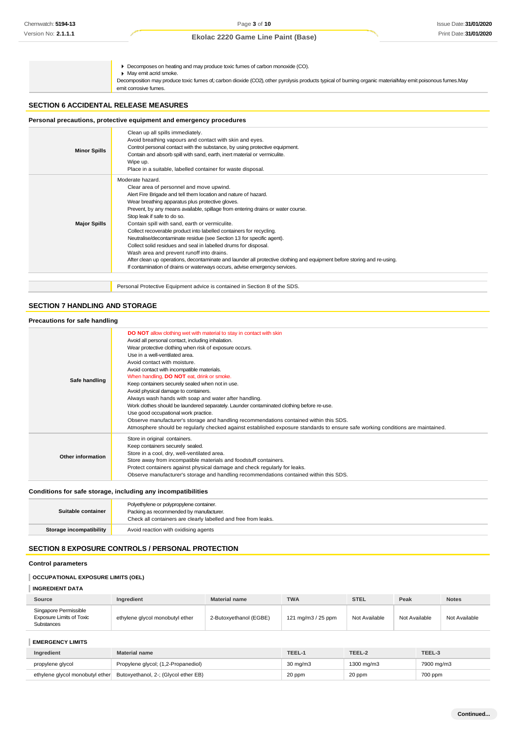| | |
|---|---|
| | ▶ Decomposes on heating and may produce toxic fumes of carbon monoxide (CO).<br>▶ May emit acrid smoke.<br>Decomposition may produce toxic fumes of; carbon dioxide ($CO_2$), other pyrolysis products typical of burning organic materialMay emit poisonous fumes.May emit corrosive fumes. |

## SECTION 6 ACCIDENTAL RELEASE MEASURES

### Personal precautions, protective equipment and emergency procedures

| | |
|---|---|
| **Minor Spills** | Clean up all spills immediately.<br>Avoid breathing vapours and contact with skin and eyes.<br>Control personal contact with the substance, by using protective equipment.<br>Contain and absorb spill with sand, earth, inert material or vermiculite.<br>Wipe up.<br>Place in a suitable, labelled container for waste disposal. |
| **Major Spills** | Moderate hazard.<br>Clear area of personnel and move upwind.<br>Alert Fire Brigade and tell them location and nature of hazard.<br>Wear breathing apparatus plus protective gloves.<br>Prevent, by any means available, spillage from entering drains or water course.<br>Stop leak if safe to do so.<br>Contain spill with sand, earth or vermiculite.<br>Collect recoverable product into labelled containers for recycling.<br>Neutralise/decontaminate residue (see Section 13 for specific agent).<br>Collect solid residues and seal in labelled drums for disposal.<br>Wash area and prevent runoff into drains.<br>After clean up operations, decontaminate and launder all protective clothing and equipment before storing and re-using.<br>If contamination of drains or waterways occurs, advise emergency services. |

| | |
|---|---|
| | Personal Protective Equipment advice is contained in Section 8 of the SDS. |

## SECTION 7 HANDLING AND STORAGE

### Precautions for safe handling

| | |
|---|---|
| **Safe handling** | **DO NOT** allow clothing wet with material to stay in contact with skin<br>Avoid all personal contact, including inhalation.<br>Wear protective clothing when risk of exposure occurs.<br>Use in a well-ventilated area.<br>Avoid contact with moisture.<br>Avoid contact with incompatible materials.<br>When handling, **DO NOT** eat, drink or smoke.<br>Keep containers securely sealed when not in use.<br>Avoid physical damage to containers.<br>Always wash hands with soap and water after handling.<br>Work clothes should be laundered separately. Launder contaminated clothing before re-use.<br>Use good occupational work practice.<br>Observe manufacturer's storage and handling recommendations contained within this SDS.<br>Atmosphere should be regularly checked against established exposure standards to ensure safe working conditions are maintained. |
| **Other information** | Store in original containers.<br>Keep containers securely sealed.<br>Store in a cool, dry, well-ventilated area.<br>Store away from incompatible materials and foodstuff containers.<br>Protect containers against physical damage and check regularly for leaks.<br>Observe manufacturer's storage and handling recommendations contained within this SDS. |

### Conditions for safe storage, including any incompatibilities

| | |
|---|---|
| **Suitable container** | Polyethylene or polypropylene container.<br>Packing as recommended by manufacturer.<br>Check all containers are clearly labelled and free from leaks. |
| **Storage incompatibility** | Avoid reaction with oxidising agents |

## SECTION 8 EXPOSURE CONTROLS / PERSONAL PROTECTION

### Control parameters

#### OCCUPATIONAL EXPOSURE LIMITS (OEL)

#### INGREDIENT DATA

| Source | Ingredient | Material name | TWA | STEL | Peak | Notes |
|---|---|---|---|---|---|---|
| Singapore Permissible Exposure Limits of Toxic Substances | ethylene glycol monobutyl ether | 2-Butoxyethanol (EGBE) | 121 mg/m3 / 25 ppm | Not Available | Not Available | Not Available |

#### EMERGENCY LIMITS

| Ingredient | Material name | TEEL-1 | TEEL-2 | TEEL-3 |
|---|---|---|---|---|
| propylene glycol | Propylene glycol; (1,2-Propanediol) | 30 mg/m3 | 1300 mg/m3 | 7900 mg/m3 |
| ethylene glycol monobutyl ether | Butoxyethanol, 2-; (Glycol ether EB) | 20 ppm | 20 ppm | 700 ppm |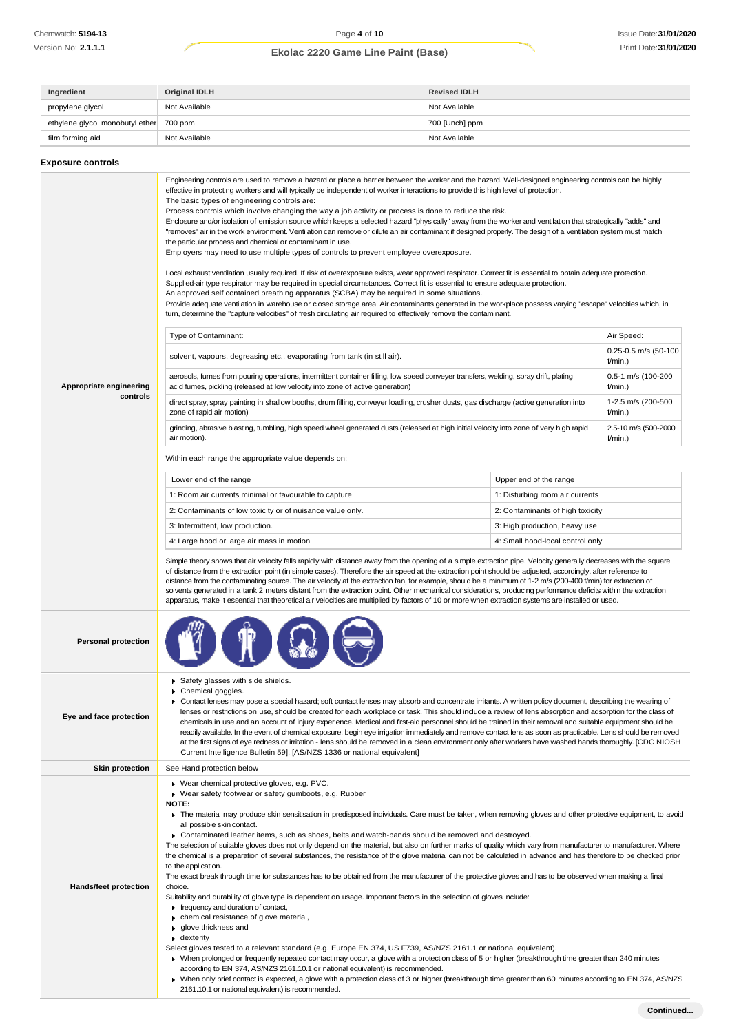| Ingredient | Original IDLH | Revised IDLH |
|---|---|---|
| propylene glycol | Not Available | Not Available |
| ethylene glycol monobutyl ether | 700 ppm | 700 [Unch] ppm |
| film forming aid | Not Available | Not Available |

## Exposure controls

### Appropriate engineering controls

Engineering controls are used to remove a hazard or place a barrier between the worker and the hazard. Well-designed engineering controls can be highly effective in protecting workers and will typically be independent of worker interactions to provide this high level of protection.
The basic types of engineering controls are:
Process controls which involve changing the way a job activity or process is done to reduce the risk.
Enclosure and/or isolation of emission source which keeps a selected hazard "physically" away from the worker and ventilation that strategically "adds" and "removes" air in the work environment. Ventilation can remove or dilute an air contaminant if designed properly. The design of a ventilation system must match the particular process and chemical or contaminant in use.
Employers may need to use multiple types of controls to prevent employee overexposure.

Local exhaust ventilation usually required. If risk of overexposure exists, wear approved respirator. Correct fit is essential to obtain adequate protection.
Supplied-air type respirator may be required in special circumstances. Correct fit is essential to ensure adequate protection.
An approved self contained breathing apparatus (SCBA) may be required in some situations.
Provide adequate ventilation in warehouse or closed storage area. Air contaminants generated in the workplace possess varying "escape" velocities which, in turn, determine the "capture velocities" of fresh circulating air required to effectively remove the contaminant.

| Type of Contaminant: | Air Speed: |
|---|---|
| solvent, vapours, degreasing etc., evaporating from tank (in still air). | 0.25-0.5 m/s (50-100 f/min.) |
| aerosols, fumes from pouring operations, intermittent container filling, low speed conveyer transfers, welding, spray drift, plating acid fumes, pickling (released at low velocity into zone of active generation) | 0.5-1 m/s (100-200 f/min.) |
| direct spray, spray painting in shallow booths, drum filling, conveyer loading, crusher dusts, gas discharge (active generation into zone of rapid air motion) | 1-2.5 m/s (200-500 f/min.) |
| grinding, abrasive blasting, tumbling, high speed wheel generated dusts (released at high initial velocity into zone of very high rapid air motion). | 2.5-10 m/s (500-2000 f/min.) |

Within each range the appropriate value depends on:

| Lower end of the range | Upper end of the range |
|---|---|
| 1: Room air currents minimal or favourable to capture | 1: Disturbing room air currents |
| 2: Contaminants of low toxicity or of nuisance value only. | 2: Contaminants of high toxicity |
| 3: Intermittent, low production. | 3: High production, heavy use |
| 4: Large hood or large air mass in motion | 4: Small hood-local control only |

Simple theory shows that air velocity falls rapidly with distance away from the opening of a simple extraction pipe. Velocity generally decreases with the square of distance from the extraction point (in simple cases). Therefore the air speed at the extraction point should be adjusted, accordingly, after reference to distance from the contaminating source. The air velocity at the extraction fan, for example, should be a minimum of 1-2 m/s (200-400 f/min) for extraction of solvents generated in a tank 2 meters distant from the extraction point. Other mechanical considerations, producing performance deficits within the extraction apparatus, make it essential that theoretical air velocities are multiplied by factors of 10 or more when extraction systems are installed or used.

### Personal protection

### Eye and face protection

- Safety glasses with side shields.
- Chemical goggles.
- Contact lenses may pose a special hazard; soft contact lenses may absorb and concentrate irritants. A written policy document, describing the wearing of lenses or restrictions on use, should be created for each workplace or task. This should include a review of lens absorption and adsorption for the class of chemicals in use and an account of injury experience. Medical and first-aid personnel should be trained in their removal and suitable equipment should be readily available. In the event of chemical exposure, begin eye irrigation immediately and remove contact lens as soon as practicable. Lens should be removed at the first signs of eye redness or irritation - lens should be removed in a clean environment only after workers have washed hands thoroughly. [CDC NIOSH Current Intelligence Bulletin 59], [AS/NZS 1336 or national equivalent]

### Skin protection

See Hand protection below

### Hands/feet protection

- Wear chemical protective gloves, e.g. PVC.
- Wear safety footwear or safety gumboots, e.g. Rubber

**NOTE:**

- The material may produce skin sensitisation in predisposed individuals. Care must be taken, when removing gloves and other protective equipment, to avoid all possible skin contact.
- Contaminated leather items, such as shoes, belts and watch-bands should be removed and destroyed.

The selection of suitable gloves does not only depend on the material, but also on further marks of quality which vary from manufacturer to manufacturer. Where the chemical is a preparation of several substances, the resistance of the glove material can not be calculated in advance and has therefore to be checked prior to the application.
The exact break through time for substances has to be obtained from the manufacturer of the protective gloves and.has to be observed when making a final choice.
Suitability and durability of glove type is dependent on usage. Important factors in the selection of gloves include:

- frequency and duration of contact,
- chemical resistance of glove material,
- glove thickness and
- dexterity

Select gloves tested to a relevant standard (e.g. Europe EN 374, US F739, AS/NZS 2161.1 or national equivalent).

- When prolonged or frequently repeated contact may occur, a glove with a protection class of 5 or higher (breakthrough time greater than 240 minutes according to EN 374, AS/NZS 2161.10.1 or national equivalent) is recommended.
- When only brief contact is expected, a glove with a protection class of 3 or higher (breakthrough time greater than 60 minutes according to EN 374, AS/NZS 2161.10.1 or national equivalent) is recommended.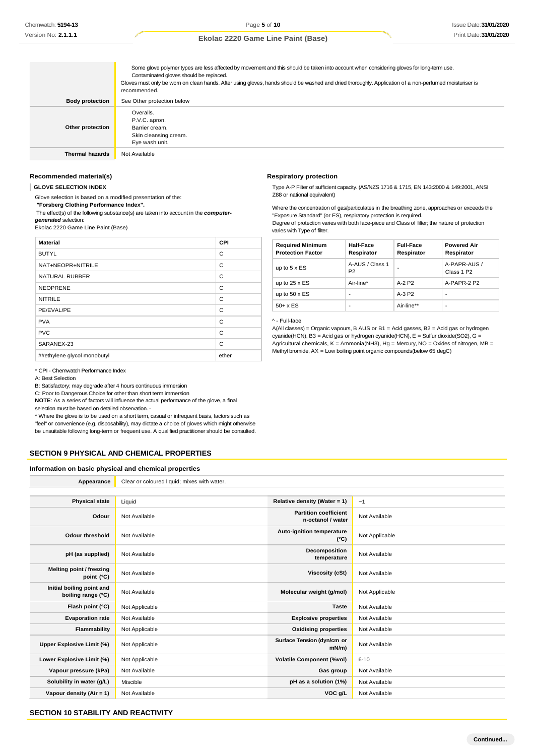|  |  |
|---|---|
|  | Some glove polymer types are less affected by movement and this should be taken into account when considering gloves for long-term use.<br>Contaminated gloves should be replaced.<br>Gloves must only be worn on clean hands. After using gloves, hands should be washed and dried thoroughly. Application of a non-perfumed moisturiser is recommended. |
| **Body protection** | See Other protection below |
| **Other protection** | Overalls.<br>P.V.C. apron.<br>Barrier cream.<br>Skin cleansing cream.<br>Eye wash unit. |
| **Thermal hazards** | Not Available |

### Recommended material(s)

**GLOVE SELECTION INDEX**

Glove selection is based on a modified presentation of the:

***"Forsberg Clothing Performance Index".***

The effect(s) of the following substance(s) are taken into account in the ***computer-generated*** selection:

Ekolac 2220 Game Line Paint (Base)

| Material | CPI |
|---|---|
| BUTYL | C |
| NAT+NEOPR+NITRILE | C |
| NATURAL RUBBER | C |
| NEOPRENE | C |
| NITRILE | C |
| PE/EVAL/PE | C |
| PVA | C |
| PVC | C |
| SARANEX-23 | C |
| ##ethylene glycol monobutyl | ether |

\* CPI - Chemwatch Performance Index

A: Best Selection

B: Satisfactory; may degrade after 4 hours continuous immersion

C: Poor to Dangerous Choice for other than short term immersion

**NOTE**: As a series of factors will influence the actual performance of the glove, a final selection must be based on detailed observation. -

\* Where the glove is to be used on a short term, casual or infrequent basis, factors such as "feel" or convenience (e.g. disposability), may dictate a choice of gloves which might otherwise be unsuitable following long-term or frequent use. A qualified practitioner should be consulted.

### Respiratory protection

Type A-P Filter of sufficient capacity. (AS/NZS 1716 & 1715, EN 143:2000 & 149:2001, ANSI Z88 or national equivalent)

Where the concentration of gas/particulates in the breathing zone, approaches or exceeds the "Exposure Standard" (or ES), respiratory protection is required.

Degree of protection varies with both face-piece and Class of filter; the nature of protection varies with Type of filter.

| Required Minimum Protection Factor | Half-Face Respirator | Full-Face Respirator | Powered Air Respirator |
|---|---|---|---|
| up to 5 x ES | A-AUS / Class 1 P2 | - | A-PAPR-AUS / Class 1 P2 |
| up to 25 x ES | Air-line* | A-2 P2 | A-PAPR-2 P2 |
| up to 50 x ES | - | A-3 P2 | - |
| 50+ x ES | - | Air-line** | - |

^ - Full-face

A(All classes) = Organic vapours, B AUS or B1 = Acid gasses, B2 = Acid gas or hydrogen cyanide(HCN), B3 = Acid gas or hydrogen cyanide(HCN), E = Sulfur dioxide(SO2), G = Agricultural chemicals, K = Ammonia(NH3), Hg = Mercury, NO = Oxides of nitrogen, MB = Methyl bromide, AX = Low boiling point organic compounds(below 65 degC)

## SECTION 9 PHYSICAL AND CHEMICAL PROPERTIES

### Information on basic physical and chemical properties

| **Appearance** | Clear or coloured liquid; mixes with water. | | |
|---|---|---|---|
| **Physical state** | Liquid | **Relative density (Water = 1)** | ~1 |
| **Odour** | Not Available | **Partition coefficient n-octanol / water** | Not Available |
| **Odour threshold** | Not Available | **Auto-ignition temperature (°C)** | Not Applicable |
| **pH (as supplied)** | Not Available | **Decomposition temperature** | Not Available |
| **Melting point / freezing point (°C)** | Not Available | **Viscosity (cSt)** | Not Available |
| **Initial boiling point and boiling range (°C)** | Not Available | **Molecular weight (g/mol)** | Not Applicable |
| **Flash point (°C)** | Not Applicable | **Taste** | Not Available |
| **Evaporation rate** | Not Available | **Explosive properties** | Not Available |
| **Flammability** | Not Applicable | **Oxidising properties** | Not Available |
| **Upper Explosive Limit (%)** | Not Applicable | **Surface Tension (dyn/cm or mN/m)** | Not Available |
| **Lower Explosive Limit (%)** | Not Applicable | **Volatile Component (%vol)** | 6-10 |
| **Vapour pressure (kPa)** | Not Available | **Gas group** | Not Available |
| **Solubility in water (g/L)** | Miscible | **pH as a solution (1%)** | Not Available |
| **Vapour density (Air = 1)** | Not Available | **VOC g/L** | Not Available |

## SECTION 10 STABILITY AND REACTIVITY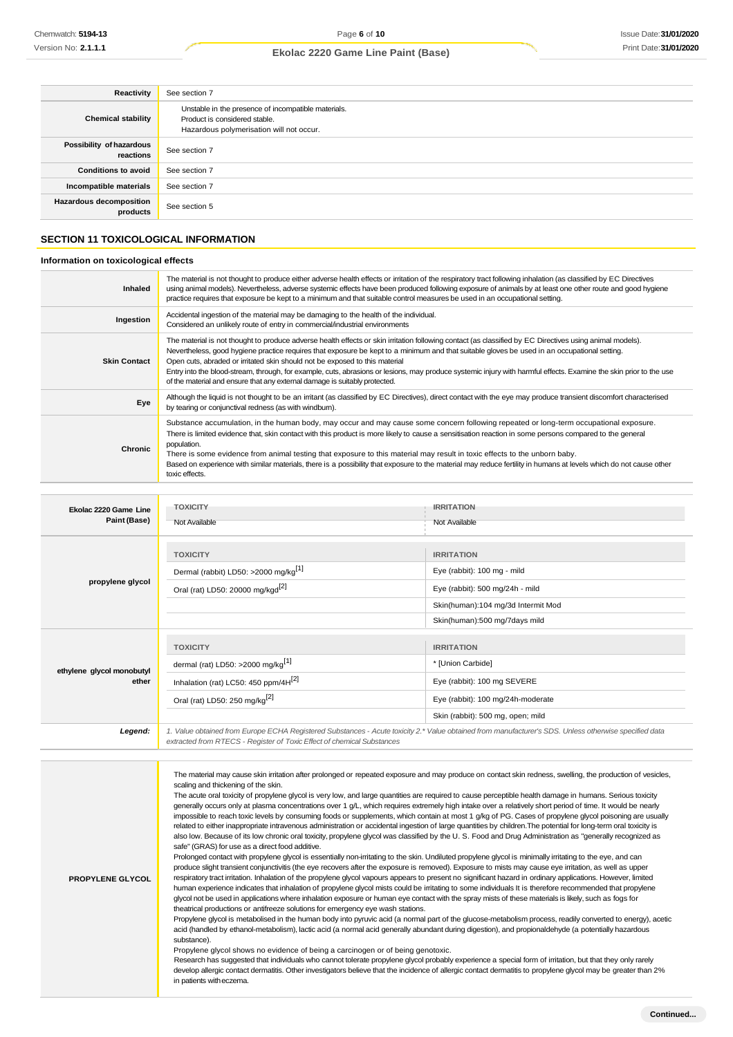| | |
|---|---|
| **Reactivity** | See section 7 |
| **Chemical stability** | Unstable in the presence of incompatible materials.<br>Product is considered stable.<br>Hazardous polymerisation will not occur. |
| **Possibility of hazardous reactions** | See section 7 |
| **Conditions to avoid** | See section 7 |
| **Incompatible materials** | See section 7 |
| **Hazardous decomposition products** | See section 5 |

## SECTION 11 TOXICOLOGICAL INFORMATION

### Information on toxicological effects

| | |
|---|---|
| **Inhaled** | The material is not thought to produce either adverse health effects or irritation of the respiratory tract following inhalation (as classified by EC Directives using animal models). Nevertheless, adverse systemic effects have been produced following exposure of animals by at least one other route and good hygiene practice requires that exposure be kept to a minimum and that suitable control measures be used in an occupational setting. |
| **Ingestion** | Accidental ingestion of the material may be damaging to the health of the individual.<br>Considered an unlikely route of entry in commercial/industrial environments |
| **Skin Contact** | The material is not thought to produce adverse health effects or skin irritation following contact (as classified by EC Directives using animal models). Nevertheless, good hygiene practice requires that exposure be kept to a minimum and that suitable gloves be used in an occupational setting.<br>Open cuts, abraded or irritated skin should not be exposed to this material<br>Entry into the blood-stream, through, for example, cuts, abrasions or lesions, may produce systemic injury with harmful effects. Examine the skin prior to the use of the material and ensure that any external damage is suitably protected. |
| **Eye** | Although the liquid is not thought to be an irritant (as classified by EC Directives), direct contact with the eye may produce transient discomfort characterised by tearing or conjunctival redness (as with windburn). |
| **Chronic** | Substance accumulation, in the human body, may occur and may cause some concern following repeated or long-term occupational exposure.<br>There is limited evidence that, skin contact with this product is more likely to cause a sensitisation reaction in some persons compared to the general population.<br>There is some evidence from animal testing that exposure to this material may result in toxic effects to the unborn baby.<br>Based on experience with similar materials, there is a possibility that exposure to the material may reduce fertility in humans at levels which do not cause other toxic effects. |

| | TOXICITY | IRRITATION |
|---|---|---|
| **Ekolac 2220 Game Line Paint (Base)** | Not Available | Not Available |
| **propylene glycol** | **TOXICITY** | **IRRITATION** |
| | Dermal (rabbit) LD50: >2000 mg/kg[1] | Eye (rabbit): 100 mg - mild |
| | Oral (rat) LD50: 20000 mg/kgd[2] | Eye (rabbit): 500 mg/24h - mild |
| | | Skin(human):104 mg/3d Intermit Mod |
| | | Skin(human):500 mg/7days mild |
| **ethylene glycol monobutyl ether** | **TOXICITY** | **IRRITATION** |
| | dermal (rat) LD50: >2000 mg/kg[1] | * [Union Carbide] |
| | Inhalation (rat) LC50: 450 ppm/4H[2] | Eye (rabbit): 100 mg SEVERE |
| | Oral (rat) LD50: 250 mg/kg[2] | Eye (rabbit): 100 mg/24h-moderate |
| | | Skin (rabbit): 500 mg, open; mild |
| ***Legend:*** | *1. Value obtained from Europe ECHA Registered Substances - Acute toxicity 2.* Value obtained from manufacturer's SDS. Unless otherwise specified data extracted from RTECS - Register of Toxic Effect of chemical Substances* | |

| | |
|---|---|
| **PROPYLENE GLYCOL** | The material may cause skin irritation after prolonged or repeated exposure and may produce on contact skin redness, swelling, the production of vesicles, scaling and thickening of the skin.<br>The acute oral toxicity of propylene glycol is very low, and large quantities are required to cause perceptible health damage in humans. Serious toxicity generally occurs only at plasma concentrations over 1 g/L, which requires extremely high intake over a relatively short period of time. It would be nearly impossible to reach toxic levels by consuming foods or supplements, which contain at most 1 g/kg of PG. Cases of propylene glycol poisoning are usually related to either inappropriate intravenous administration or accidental ingestion of large quantities by children.The potential for long-term oral toxicity is also low. Because of its low chronic oral toxicity, propylene glycol was classified by the U. S. Food and Drug Administration as "generally recognized as safe" (GRAS) for use as a direct food additive.<br>Prolonged contact with propylene glycol is essentially non-irritating to the skin. Undiluted propylene glycol is minimally irritating to the eye, and can produce slight transient conjunctivitis (the eye recovers after the exposure is removed). Exposure to mists may cause eye irritation, as well as upper respiratory tract irritation. Inhalation of the propylene glycol vapours appears to present no significant hazard in ordinary applications. However, limited human experience indicates that inhalation of propylene glycol mists could be irritating to some individuals It is therefore recommended that propylene glycol not be used in applications where inhalation exposure or human eye contact with the spray mists of these materials is likely, such as fogs for theatrical productions or antifreeze solutions for emergency eye wash stations.<br>Propylene glycol is metabolised in the human body into pyruvic acid (a normal part of the glucose-metabolism process, readily converted to energy), acetic acid (handled by ethanol-metabolism), lactic acid (a normal acid generally abundant during digestion), and propionaldehyde (a potentially hazardous substance).<br>Propylene glycol shows no evidence of being a carcinogen or of being genotoxic.<br>Research has suggested that individuals who cannot tolerate propylene glycol probably experience a special form of irritation, but that they only rarely develop allergic contact dermatitis. Other investigators believe that the incidence of allergic contact dermatitis to propylene glycol may be greater than 2% in patients with eczema. |

**Continued...**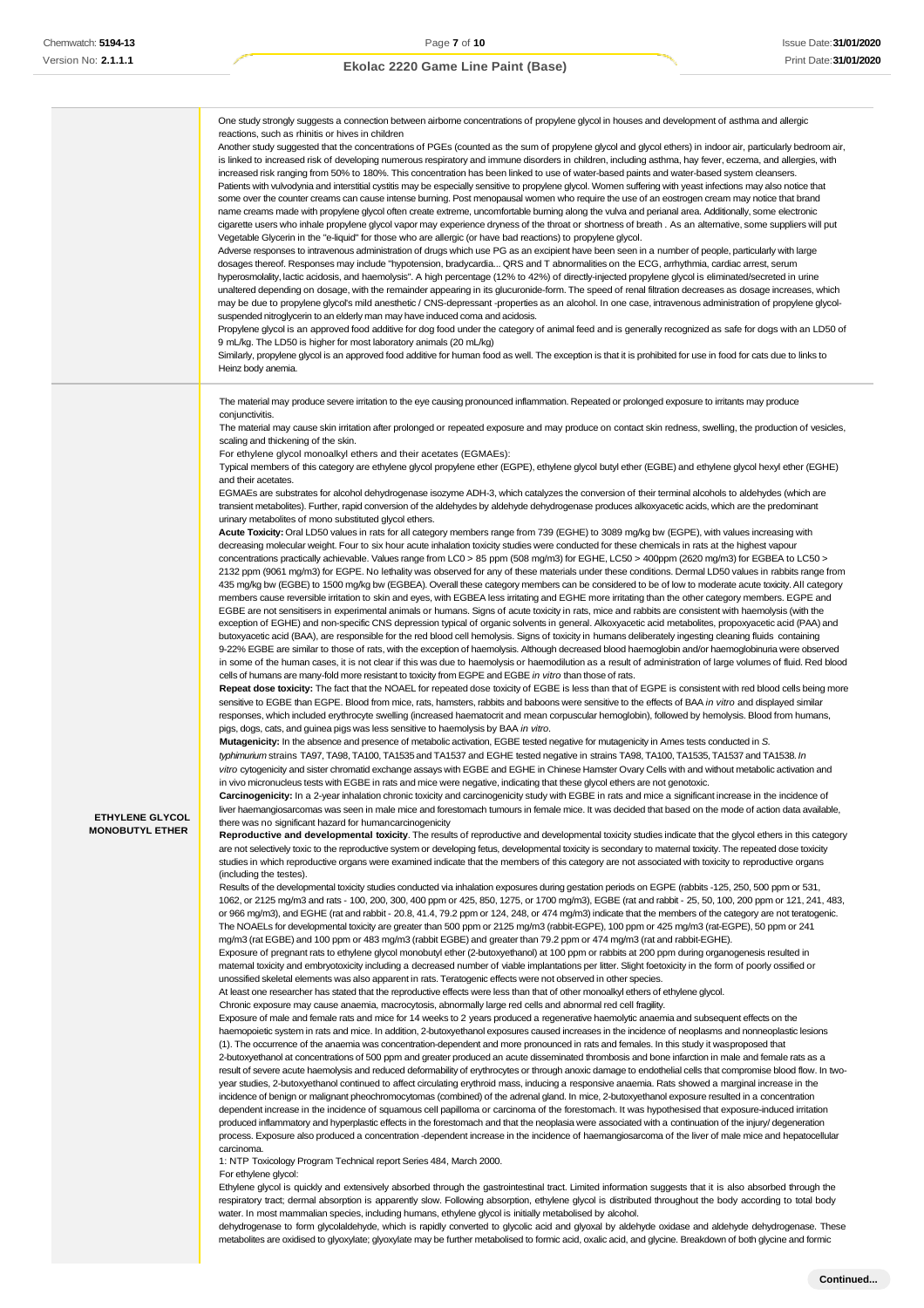| | |
|---|---|
| | One study strongly suggests a connection between airborne concentrations of propylene glycol in houses and development of asthma and allergic reactions, such as rhinitis or hives in children<br>Another study suggested that the concentrations of PGEs (counted as the sum of propylene glycol and glycol ethers) in indoor air, particularly bedroom air, is linked to increased risk of developing numerous respiratory and immune disorders in children, including asthma, hay fever, eczema, and allergies, with increased risk ranging from 50% to 180%. This concentration has been linked to use of water-based paints and water-based system cleansers.<br>Patients with vulvodynia and interstitial cystitis may be especially sensitive to propylene glycol. Women suffering with yeast infections may also notice that some over the counter creams can cause intense burning. Post menopausal women who require the use of an eostrogen cream may notice that brand name creams made with propylene glycol often create extreme, uncomfortable burning along the vulva and perianal area. Additionally, some electronic cigarette users who inhale propylene glycol vapor may experience dryness of the throat or shortness of breath . As an alternative, some suppliers will put Vegetable Glycerin in the "e-liquid" for those who are allergic (or have bad reactions) to propylene glycol.<br>Adverse responses to intravenous administration of drugs which use PG as an excipient have been seen in a number of people, particularly with large dosages thereof. Responses may include "hypotension, bradycardia... QRS and T abnormalities on the ECG, arrhythmia, cardiac arrest, serum hyperosmolality, lactic acidosis, and haemolysis". A high percentage (12% to 42%) of directly-injected propylene glycol is eliminated/secreted in urine unaltered depending on dosage, with the remainder appearing in its glucuronide-form. The speed of renal filtration decreases as dosage increases, which may be due to propylene glycol's mild anesthetic / CNS-depressant -properties as an alcohol. In one case, intravenous administration of propylene glycol-suspended nitroglycerin to an elderly man may have induced coma and acidosis.<br>Propylene glycol is an approved food additive for dog food under the category of animal feed and is generally recognized as safe for dogs with an LD50 of 9 mL/kg. The LD50 is higher for most laboratory animals (20 mL/kg)<br>Similarly, propylene glycol is an approved food additive for human food as well. The exception is that it is prohibited for use in food for cats due to links to Heinz body anemia. |
| **ETHYLENE GLYCOL MONOBUTYL ETHER** | The material may produce severe irritation to the eye causing pronounced inflammation. Repeated or prolonged exposure to irritants may produce conjunctivitis.<br>The material may cause skin irritation after prolonged or repeated exposure and may produce on contact skin redness, swelling, the production of vesicles, scaling and thickening of the skin.<br>For ethylene glycol monoalkyl ethers and their acetates (EGMAEs):<br>Typical members of this category are ethylene glycol propylene ether (EGPE), ethylene glycol butyl ether (EGBE) and ethylene glycol hexyl ether (EGHE) and their acetates.<br>EGMAEs are substrates for alcohol dehydrogenase isozyme ADH-3, which catalyzes the conversion of their terminal alcohols to aldehydes (which are transient metabolites). Further, rapid conversion of the aldehydes by aldehyde dehydrogenase produces alkoxyacetic acids, which are the predominant urinary metabolites of mono substituted glycol ethers.<br>**Acute Toxicity:** Oral LD50 values in rats for all category members range from 739 (EGHE) to 3089 mg/kg bw (EGPE), with values increasing with decreasing molecular weight. Four to six hour acute inhalation toxicity studies were conducted for these chemicals in rats at the highest vapour concentrations practically achievable. Values range from LC0 > 85 ppm (508 mg/m3) for EGHE, LC50 > 400ppm (2620 mg/m3) for EGBEA to LC50 > 2132 ppm (9061 mg/m3) for EGPE. No lethality was observed for any of these materials under these conditions. Dermal LD50 values in rabbits range from 435 mg/kg bw (EGBE) to 1500 mg/kg bw (EGBEA). Overall these category members can be considered to be of low to moderate acute toxicity. All category members cause reversible irritation to skin and eyes, with EGBEA less irritating and EGHE more irritating than the other category members. EGPE and EGBE are not sensitisers in experimental animals or humans. Signs of acute toxicity in rats, mice and rabbits are consistent with haemolysis (with the exception of EGHE) and non-specific CNS depression typical of organic solvents in general. Alkoxyacetic acid metabolites, propoxyacetic acid (PAA) and butoxyacetic acid (BAA), are responsible for the red blood cell hemolysis. Signs of toxicity in humans deliberately ingesting cleaning fluids containing 9-22% EGBE are similar to those of rats, with the exception of haemolysis. Although decreased blood haemoglobin and/or haemoglobinuria were observed in some of the human cases, it is not clear if this was due to haemolysis or haemodilution as a result of administration of large volumes of fluid. Red blood cells of humans are many-fold more resistant to toxicity from EGPE and EGBE *in vitro* than those of rats.<br>**Repeat dose toxicity:** The fact that the NOAEL for repeated dose toxicity of EGBE is less than that of EGPE is consistent with red blood cells being more sensitive to EGBE than EGPE. Blood from mice, rats, hamsters, rabbits and baboons were sensitive to the effects of BAA *in vitro* and displayed similar responses, which included erythrocyte swelling (increased haematocrit and mean corpuscular hemoglobin), followed by hemolysis. Blood from humans, pigs, dogs, cats, and guinea pigs was less sensitive to haemolysis by BAA *in vitro*.<br>**Mutagenicity:** In the absence and presence of metabolic activation, EGBE tested negative for mutagenicity in Ames tests conducted in *S. typhimurium* strains TA97, TA98, TA100, TA1535 and TA1537 and EGHE tested negative in strains TA98, TA100, TA1535, TA1537 and TA1538. *In vitro* cytogenicity and sister chromatid exchange assays with EGBE and EGHE in Chinese Hamster Ovary Cells with and without metabolic activation and in vivo micronucleus tests with EGBE in rats and mice were negative, indicating that these glycol ethers are not genotoxic.<br>**Carcinogenicity:** In a 2-year inhalation chronic toxicity and carcinogenicity study with EGBE in rats and mice a significant increase in the incidence of liver haemangiosarcomas was seen in male mice and forestomach tumours in female mice. It was decided that based on the mode of action data available, there was no significant hazard for humancarcinogenicity<br>**Reproductive and developmental toxicity**. The results of reproductive and developmental toxicity studies indicate that the glycol ethers in this category are not selectively toxic to the reproductive system or developing fetus, developmental toxicity is secondary to maternal toxicity. The repeated dose toxicity studies in which reproductive organs were examined indicate that the members of this category are not associated with toxicity to reproductive organs (including the testes).<br>Results of the developmental toxicity studies conducted via inhalation exposures during gestation periods on EGPE (rabbits -125, 250, 500 ppm or 531, 1062, or 2125 mg/m3 and rats - 100, 200, 300, 400 ppm or 425, 850, 1275, or 1700 mg/m3), EGBE (rat and rabbit - 25, 50, 100, 200 ppm or 121, 241, 483, or 966 mg/m3), and EGHE (rat and rabbit - 20.8, 41.4, 79.2 ppm or 124, 248, or 474 mg/m3) indicate that the members of the category are not teratogenic. The NOAELs for developmental toxicity are greater than 500 ppm or 2125 mg/m3 (rabbit-EGPE), 100 ppm or 425 mg/m3 (rat-EGPE), 50 ppm or 241 mg/m3 (rat EGBE) and 100 ppm or 483 mg/m3 (rabbit EGBE) and greater than 79.2 ppm or 474 mg/m3 (rat and rabbit-EGHE).<br>Exposure of pregnant rats to ethylene glycol monobutyl ether (2-butoxyethanol) at 100 ppm or rabbits at 200 ppm during organogenesis resulted in maternal toxicity and embryotoxicity including a decreased number of viable implantations per litter. Slight foetoxicity in the form of poorly ossified or unossified skeletal elements was also apparent in rats. Teratogenic effects were not observed in other species.<br>At least one researcher has stated that the reproductive effects were less than that of other monoalkyl ethers of ethylene glycol.<br>Chronic exposure may cause anaemia, macrocytosis, abnormally large red cells and abnormal red cell fragility.<br>Exposure of male and female rats and mice for 14 weeks to 2 years produced a regenerative haemolytic anaemia and subsequent effects on the haemopoietic system in rats and mice. In addition, 2-butoxyethanol exposures caused increases in the incidence of neoplasms and nonneoplastic lesions (1). The occurrence of the anaemia was concentration-dependent and more pronounced in rats and females. In this study it wasproposed that 2-butoxyethanol at concentrations of 500 ppm and greater produced an acute disseminated thrombosis and bone infarction in male and female rats as a result of severe acute haemolysis and reduced deformability of erythrocytes or through anoxic damage to endothelial cells that compromise blood flow. In two-year studies, 2-butoxyethanol continued to affect circulating erythroid mass, inducing a responsive anaemia. Rats showed a marginal increase in the incidence of benign or malignant pheochromocytomas (combined) of the adrenal gland. In mice, 2-butoxyethanol exposure resulted in a concentration dependent increase in the incidence of squamous cell papilloma or carcinoma of the forestomach. It was hypothesised that exposure-induced irritation produced inflammatory and hyperplastic effects in the forestomach and that the neoplasia were associated with a continuation of the injury/ degeneration process. Exposure also produced a concentration -dependent increase in the incidence of haemangiosarcoma of the liver of male mice and hepatocellular carcinoma.<br>1: NTP Toxicology Program Technical report Series 484, March 2000.<br>For ethylene glycol:<br>Ethylene glycol is quickly and extensively absorbed through the gastrointestinal tract. Limited information suggests that it is also absorbed through the respiratory tract; dermal absorption is apparently slow. Following absorption, ethylene glycol is distributed throughout the body according to total body water. In most mammalian species, including humans, ethylene glycol is initially metabolised by alcohol.<br>dehydrogenase to form glycolaldehyde, which is rapidly converted to glycolic acid and glyoxal by aldehyde oxidase and aldehyde dehydrogenase. These metabolites are oxidised to glyoxylate; glyoxylate may be further metabolised to formic acid, oxalic acid, and glycine. Breakdown of both glycine and formic |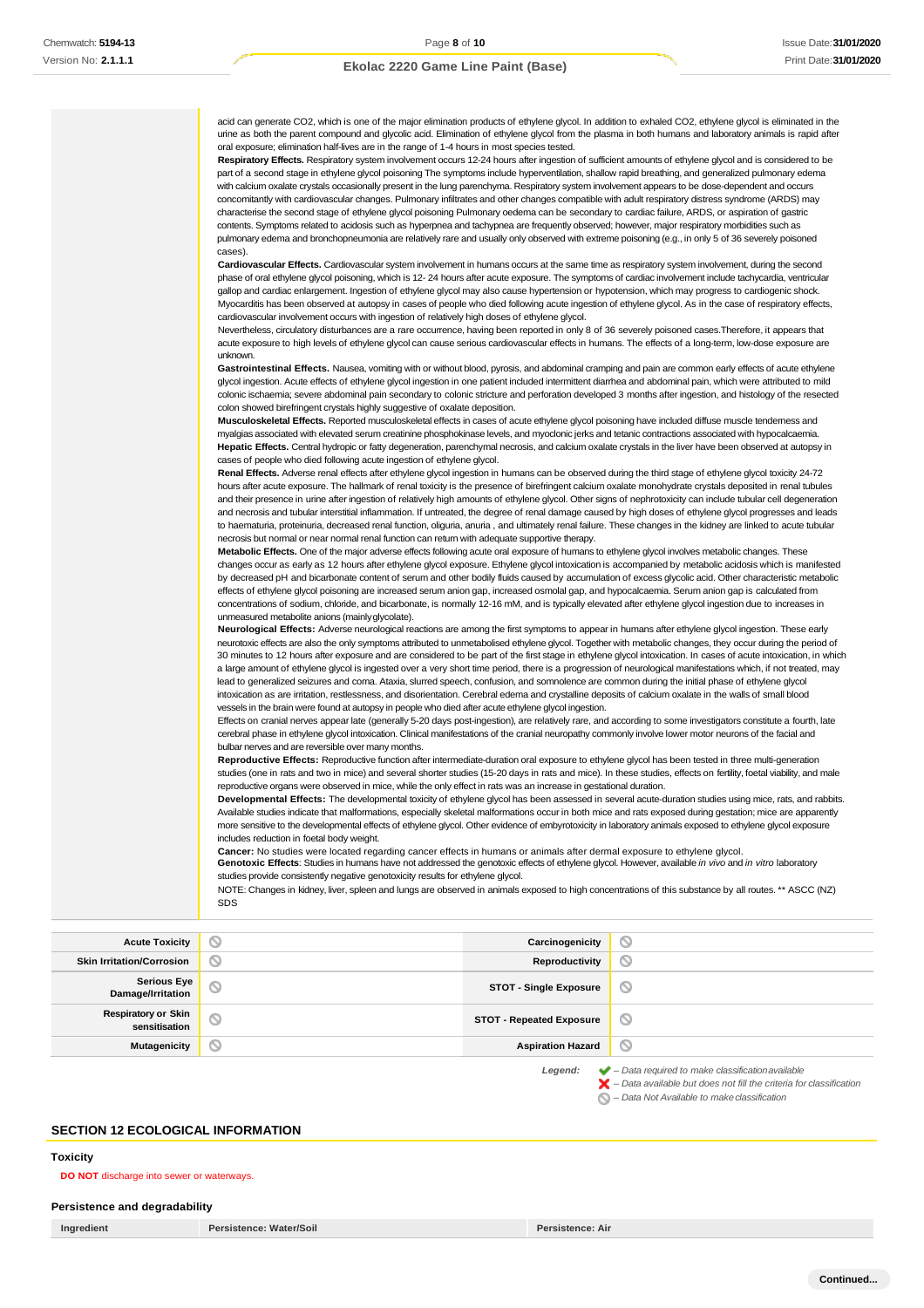acid can generate $CO_2$, which is one of the major elimination products of ethylene glycol. In addition to exhaled $CO_2$, ethylene glycol is eliminated in the urine as both the parent compound and glycolic acid. Elimination of ethylene glycol from the plasma in both humans and laboratory animals is rapid after oral exposure; elimination half-lives are in the range of 1-4 hours in most species tested.

**Respiratory Effects.** Respiratory system involvement occurs 12-24 hours after ingestion of sufficient amounts of ethylene glycol and is considered to be part of a second stage in ethylene glycol poisoning The symptoms include hyperventilation, shallow rapid breathing, and generalized pulmonary edema with calcium oxalate crystals occasionally present in the lung parenchyma. Respiratory system involvement appears to be dose-dependent and occurs concomitantly with cardiovascular changes. Pulmonary infiltrates and other changes compatible with adult respiratory distress syndrome (ARDS) may characterise the second stage of ethylene glycol poisoning Pulmonary oedema can be secondary to cardiac failure, ARDS, or aspiration of gastric contents. Symptoms related to acidosis such as hyperpnea and tachypnea are frequently observed; however, major respiratory morbidities such as pulmonary edema and bronchopneumonia are relatively rare and usually only observed with extreme poisoning (e.g., in only 5 of 36 severely poisoned cases).

**Cardiovascular Effects.** Cardiovascular system involvement in humans occurs at the same time as respiratory system involvement, during the second phase of oral ethylene glycol poisoning, which is 12- 24 hours after acute exposure. The symptoms of cardiac involvement include tachycardia, ventricular gallop and cardiac enlargement. Ingestion of ethylene glycol may also cause hypertension or hypotension, which may progress to cardiogenic shock. Myocarditis has been observed at autopsy in cases of people who died following acute ingestion of ethylene glycol. As in the case of respiratory effects, cardiovascular involvement occurs with ingestion of relatively high doses of ethylene glycol.

Nevertheless, circulatory disturbances are a rare occurrence, having been reported in only 8 of 36 severely poisoned cases.Therefore, it appears that acute exposure to high levels of ethylene glycol can cause serious cardiovascular effects in humans. The effects of a long-term, low-dose exposure are unknown.

**Gastrointestinal Effects.** Nausea, vomiting with or without blood, pyrosis, and abdominal cramping and pain are common early effects of acute ethylene glycol ingestion. Acute effects of ethylene glycol ingestion in one patient included intermittent diarrhea and abdominal pain, which were attributed to mild colonic ischaemia; severe abdominal pain secondary to colonic stricture and perforation developed 3 months after ingestion, and histology of the resected colon showed birefringent crystals highly suggestive of oxalate deposition.

**Musculoskeletal Effects.** Reported musculoskeletal effects in cases of acute ethylene glycol poisoning have included diffuse muscle tenderness and myalgias associated with elevated serum creatinine phosphokinase levels, and myoclonic jerks and tetanic contractions associated with hypocalcaemia.

**Hepatic Effects.** Central hydropic or fatty degeneration, parenchymal necrosis, and calcium oxalate crystals in the liver have been observed at autopsy in cases of people who died following acute ingestion of ethylene glycol.

**Renal Effects.** Adverse renal effects after ethylene glycol ingestion in humans can be observed during the third stage of ethylene glycol toxicity 24-72 hours after acute exposure. The hallmark of renal toxicity is the presence of birefringent calcium oxalate monohydrate crystals deposited in renal tubules and their presence in urine after ingestion of relatively high amounts of ethylene glycol. Other signs of nephrotoxicity can include tubular cell degeneration and necrosis and tubular interstitial inflammation. If untreated, the degree of renal damage caused by high doses of ethylene glycol progresses and leads to haematuria, proteinuria, decreased renal function, oliguria, anuria , and ultimately renal failure. These changes in the kidney are linked to acute tubular necrosis but normal or near normal renal function can return with adequate supportive therapy.

**Metabolic Effects.** One of the major adverse effects following acute oral exposure of humans to ethylene glycol involves metabolic changes. These changes occur as early as 12 hours after ethylene glycol exposure. Ethylene glycol intoxication is accompanied by metabolic acidosis which is manifested by decreased pH and bicarbonate content of serum and other bodily fluids caused by accumulation of excess glycolic acid. Other characteristic metabolic effects of ethylene glycol poisoning are increased serum anion gap, increased osmolal gap, and hypocalcaemia. Serum anion gap is calculated from concentrations of sodium, chloride, and bicarbonate, is normally 12-16 mM, and is typically elevated after ethylene glycol ingestion due to increases in unmeasured metabolite anions (mainly glycolate).

**Neurological Effects:** Adverse neurological reactions are among the first symptoms to appear in humans after ethylene glycol ingestion. These early neurotoxic effects are also the only symptoms attributed to unmetabolised ethylene glycol. Together with metabolic changes, they occur during the period of 30 minutes to 12 hours after exposure and are considered to be part of the first stage in ethylene glycol intoxication. In cases of acute intoxication, in which a large amount of ethylene glycol is ingested over a very short time period, there is a progression of neurological manifestations which, if not treated, may lead to generalized seizures and coma. Ataxia, slurred speech, confusion, and somnolence are common during the initial phase of ethylene glycol intoxication as are irritation, restlessness, and disorientation. Cerebral edema and crystalline deposits of calcium oxalate in the walls of small blood vessels in the brain were found at autopsy in people who died after acute ethylene glycol ingestion.

Effects on cranial nerves appear late (generally 5-20 days post-ingestion), are relatively rare, and according to some investigators constitute a fourth, late cerebral phase in ethylene glycol intoxication. Clinical manifestations of the cranial neuropathy commonly involve lower motor neurons of the facial and bulbar nerves and are reversible over many months.

**Reproductive Effects:** Reproductive function after intermediate-duration oral exposure to ethylene glycol has been tested in three multi-generation studies (one in rats and two in mice) and several shorter studies (15-20 days in rats and mice). In these studies, effects on fertility, foetal viability, and male reproductive organs were observed in mice, while the only effect in rats was an increase in gestational duration.

**Developmental Effects:** The developmental toxicity of ethylene glycol has been assessed in several acute-duration studies using mice, rats, and rabbits. Available studies indicate that malformations, especially skeletal malformations occur in both mice and rats exposed during gestation; mice are apparently more sensitive to the developmental effects of ethylene glycol. Other evidence of embyrotoxicity in laboratory animals exposed to ethylene glycol exposure includes reduction in foetal body weight.

**Cancer:** No studies were located regarding cancer effects in humans or animals after dermal exposure to ethylene glycol.

**Genotoxic Effects**: Studies in humans have not addressed the genotoxic effects of ethylene glycol. However, available *in vivo* and *in vitro* laboratory studies provide consistently negative genotoxicity results for ethylene glycol.

NOTE: Changes in kidney, liver, spleen and lungs are observed in animals exposed to high concentrations of this substance by all routes. ** ASCC (NZ) SDS

| | | | |
|---|---|---|---|
| **Acute Toxicity** | ⃠ | **Carcinogenicity** | ⃠ |
| **Skin Irritation/Corrosion** | ⃠ | **Reproductivity** | ⃠ |
| **Serious Eye Damage/Irritation** | ⃠ | **STOT - Single Exposure** | ⃠ |
| **Respiratory or Skin sensitisation** | ⃠ | **STOT - Repeated Exposure** | ⃠ |
| **Mutagenicity** | ⃠ | **Aspiration Hazard** | ⃠ |

*Legend:*
✔ – *Data required to make classification available*
✘ – *Data available but does not fill the criteria for classification*
⃠ – *Data Not Available to make classification*

## SECTION 12 ECOLOGICAL INFORMATION

### Toxicity

**DO NOT** discharge into sewer or waterways.

### Persistence and degradability

| Ingredient | Persistence: Water/Soil | Persistence: Air |
|---|---|---|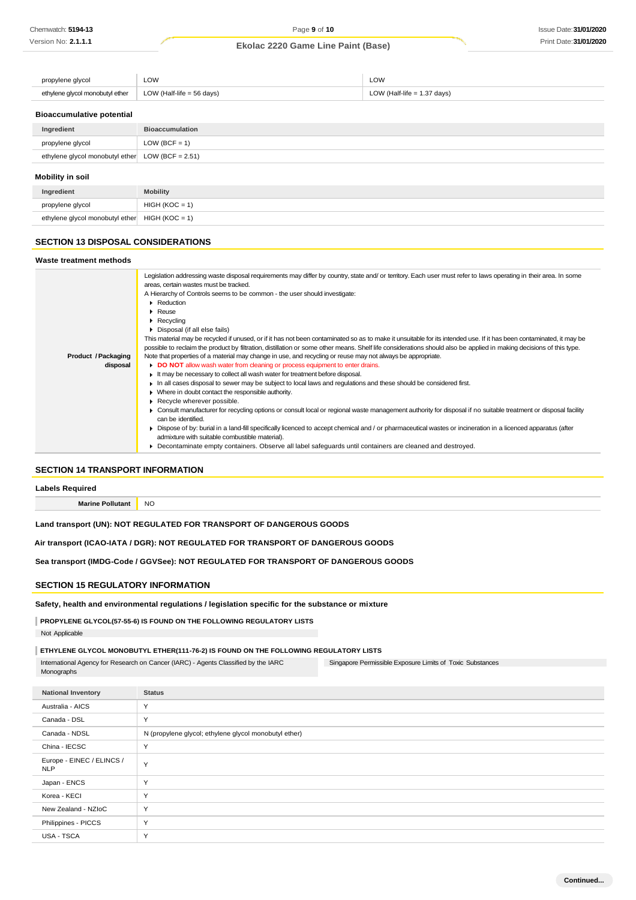| | | |
|---|---|---|
| propylene glycol | LOW | LOW |
| ethylene glycol monobutyl ether | LOW (Half-life = 56 days) | LOW (Half-life = 1.37 days) |

### Bioaccumulative potential

| Ingredient | Bioaccumulation |
|---|---|
| propylene glycol | LOW (BCF = 1) |
| ethylene glycol monobutyl ether | LOW (BCF = 2.51) |

### Mobility in soil

| Ingredient | Mobility |
|---|---|
| propylene glycol | HIGH (KOC = 1) |
| ethylene glycol monobutyl ether | HIGH (KOC = 1) |

## SECTION 13 DISPOSAL CONSIDERATIONS

### Waste treatment methods

**Product / Packaging disposal**

Legislation addressing waste disposal requirements may differ by country, state and/ or territory. Each user must refer to laws operating in their area. In some areas, certain wastes must be tracked.

A Hierarchy of Controls seems to be common - the user should investigate:

- Reduction
- Reuse
- Recycling
- Disposal (if all else fails)

This material may be recycled if unused, or if it has not been contaminated so as to make it unsuitable for its intended use. If it has been contaminated, it may be possible to reclaim the product by filtration, distillation or some other means. Shelf life considerations should also be applied in making decisions of this type. Note that properties of a material may change in use, and recycling or reuse may not always be appropriate.

- **DO NOT** allow wash water from cleaning or process equipment to enter drains.
- It may be necessary to collect all wash water for treatment before disposal.
- In all cases disposal to sewer may be subject to local laws and regulations and these should be considered first.
- Where in doubt contact the responsible authority.
- Recycle wherever possible.
- Consult manufacturer for recycling options or consult local or regional waste management authority for disposal if no suitable treatment or disposal facility can be identified.
- Dispose of by: burial in a land-fill specifically licenced to accept chemical and / or pharmaceutical wastes or incineration in a licenced apparatus (after admixture with suitable combustible material).
- Decontaminate empty containers. Observe all label safeguards until containers are cleaned and destroyed.

## SECTION 14 TRANSPORT INFORMATION

### Labels Required

| Marine Pollutant | NO |
|---|---|

**Land transport (UN): NOT REGULATED FOR TRANSPORT OF DANGEROUS GOODS**

**Air transport (ICAO-IATA / DGR): NOT REGULATED FOR TRANSPORT OF DANGEROUS GOODS**

**Sea transport (IMDG-Code / GGVSee): NOT REGULATED FOR TRANSPORT OF DANGEROUS GOODS**

## SECTION 15 REGULATORY INFORMATION

### Safety, health and environmental regulations / legislation specific for the substance or mixture

**PROPYLENE GLYCOL(57-55-6) IS FOUND ON THE FOLLOWING REGULATORY LISTS**

Not Applicable

**ETHYLENE GLYCOL MONOBUTYL ETHER(111-76-2) IS FOUND ON THE FOLLOWING REGULATORY LISTS**

| | |
|---|---|
| International Agency for Research on Cancer (IARC) - Agents Classified by the IARC Monographs | Singapore Permissible Exposure Limits of Toxic Substances |

| National Inventory | Status |
|---|---|
| Australia - AICS | Y |
| Canada - DSL | Y |
| Canada - NDSL | N (propylene glycol; ethylene glycol monobutyl ether) |
| China - IECSC | Y |
| Europe - EINEC / ELINCS / NLP | Y |
| Japan - ENCS | Y |
| Korea - KECI | Y |
| New Zealand - NZIoC | Y |
| Philippines - PICCS | Y |
| USA - TSCA | Y |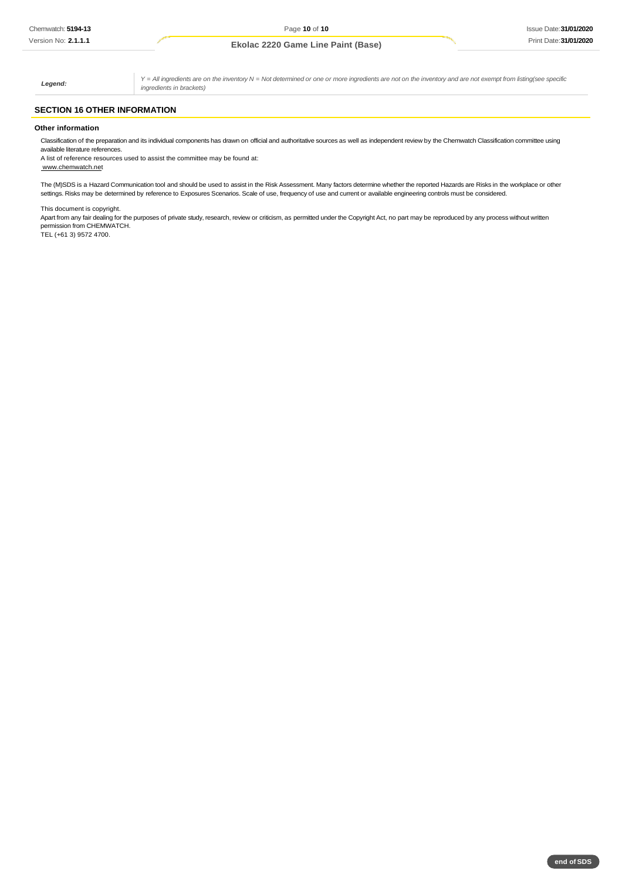| | |
|---|---|
| ***Legend:*** | *Y = All ingredients are on the inventory N = Not determined or one or more ingredients are not on the inventory and are not exempt from listing(see specific ingredients in brackets)* |

## SECTION 16 OTHER INFORMATION

### Other information

Classification of the preparation and its individual components has drawn on official and authoritative sources as well as independent review by the Chemwatch Classification committee using available literature references.
A list of reference resources used to assist the committee may be found at:
www.chemwatch.net

The (M)SDS is a Hazard Communication tool and should be used to assist in the Risk Assessment. Many factors determine whether the reported Hazards are Risks in the workplace or other settings. Risks may be determined by reference to Exposures Scenarios. Scale of use, frequency of use and current or available engineering controls must be considered.

This document is copyright.
Apart from any fair dealing for the purposes of private study, research, review or criticism, as permitted under the Copyright Act, no part may be reproduced by any process without written permission from CHEMWATCH.
TEL (+61 3) 9572 4700.

**end of SDS**